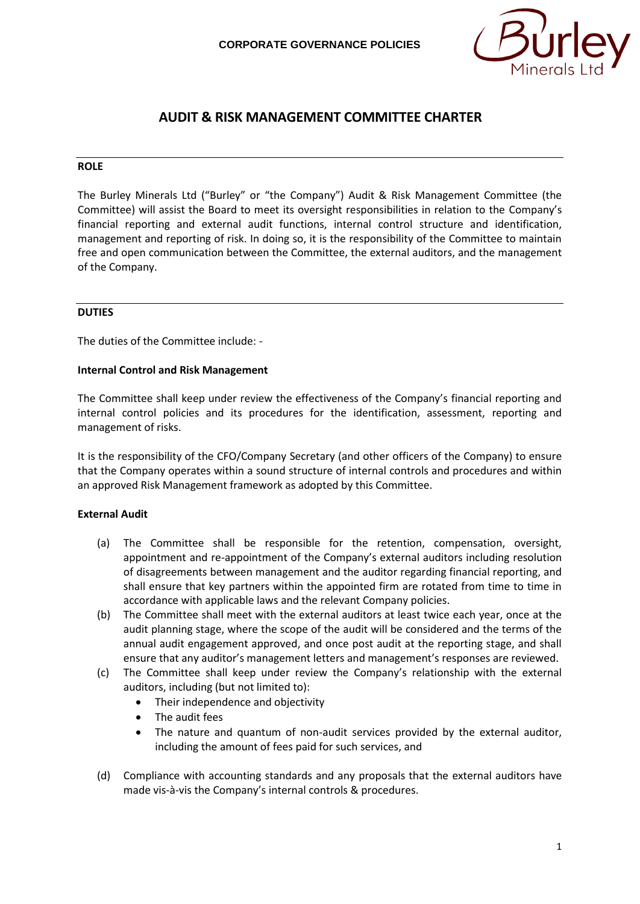# AUDIT & RISK MANAGEMENT COMMITTEE CHARTER

## ROLE

The Burley Minerals Ltd ("Burley" or "the Company") Audit & Risk Management Committee (the Committee) will assist the Board to meet its oversight responsibilities in relation to the Company's financial reporting and external audit functions, internal control structure and identification, management and reporting of risk. In doing so, it is the responsibility of the Committee to maintain free and open communication between the Committee, the external auditors, and the management of the Company.

## DUTIES

The duties of the Committee include: -

### Internal Control and Risk Management

The Committee shall keep under review the effectiveness of the Company's financial reporting and internal control policies and its procedures for the identification, assessment, reporting and management of risks.

It is the responsibility of the CFO/Company Secretary (and other officers of the Company) to ensure that the Company operates within a sound structure of internal controls and procedures and within an approved Risk Management framework as adopted by this Committee.

### External Audit

(a) The Committee shall be responsible for the retention, compensation, oversight, appointment and re-appointment of the Company's external auditors including resolution of disagreements between management and the auditor regarding financial reporting, and shall ensure that key partners within the appointed firm are rotated from time to time in accordance with applicable laws and the relevant Company policies.

(b) The Committee shall meet with the external auditors at least twice each year, once at the audit planning stage, where the scope of the audit will be considered and the terms of the annual audit engagement approved, and once post audit at the reporting stage, and shall ensure that any auditor's management letters and management's responses are reviewed.

(c) The Committee shall keep under review the Company's relationship with the external auditors, including (but not limited to):
- Their independence and objectivity
- The audit fees
- The nature and quantum of non-audit services provided by the external auditor, including the amount of fees paid for such services, and

(d) Compliance with accounting standards and any proposals that the external auditors have made vis-à-vis the Company's internal controls & procedures.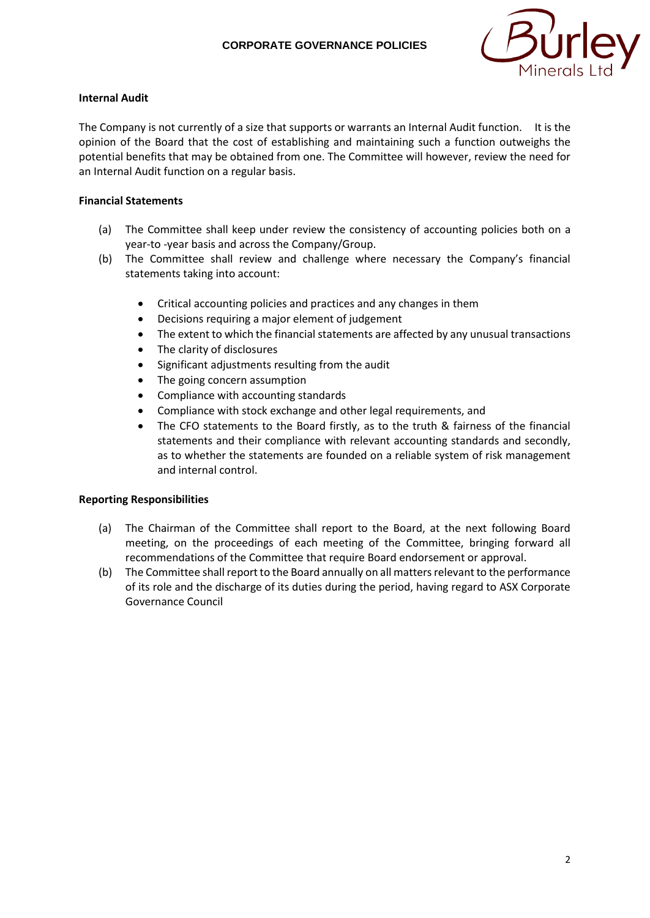## Internal Audit

The Company is not currently of a size that supports or warrants an Internal Audit function. It is the opinion of the Board that the cost of establishing and maintaining such a function outweighs the potential benefits that may be obtained from one. The Committee will however, review the need for an Internal Audit function on a regular basis.

## Financial Statements

(a) The Committee shall keep under review the consistency of accounting policies both on a year-to -year basis and across the Company/Group.

(b) The Committee shall review and challenge where necessary the Company's financial statements taking into account:

- Critical accounting policies and practices and any changes in them
- Decisions requiring a major element of judgement
- The extent to which the financial statements are affected by any unusual transactions
- The clarity of disclosures
- Significant adjustments resulting from the audit
- The going concern assumption
- Compliance with accounting standards
- Compliance with stock exchange and other legal requirements, and
- The CFO statements to the Board firstly, as to the truth & fairness of the financial statements and their compliance with relevant accounting standards and secondly, as to whether the statements are founded on a reliable system of risk management and internal control.

## Reporting Responsibilities

(a) The Chairman of the Committee shall report to the Board, at the next following Board meeting, on the proceedings of each meeting of the Committee, bringing forward all recommendations of the Committee that require Board endorsement or approval.

(b) The Committee shall report to the Board annually on all matters relevant to the performance of its role and the discharge of its duties during the period, having regard to ASX Corporate Governance Council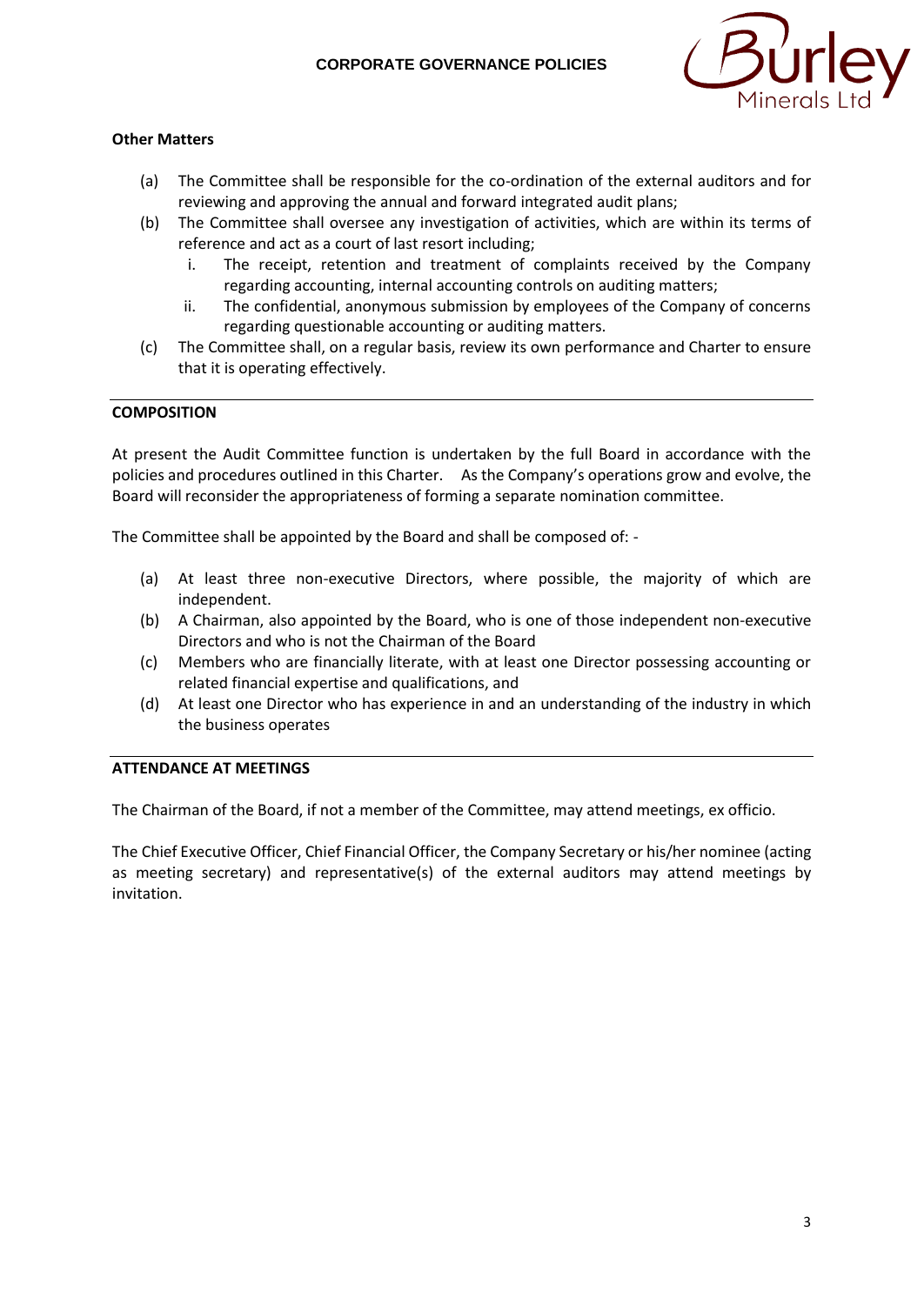**Other Matters**

(a) The Committee shall be responsible for the co-ordination of the external auditors and for reviewing and approving the annual and forward integrated audit plans;

(b) The Committee shall oversee any investigation of activities, which are within its terms of reference and act as a court of last resort including;

  i. The receipt, retention and treatment of complaints received by the Company regarding accounting, internal accounting controls on auditing matters;

  ii. The confidential, anonymous submission by employees of the Company of concerns regarding questionable accounting or auditing matters.

(c) The Committee shall, on a regular basis, review its own performance and Charter to ensure that it is operating effectively.

## COMPOSITION

At present the Audit Committee function is undertaken by the full Board in accordance with the policies and procedures outlined in this Charter. As the Company's operations grow and evolve, the Board will reconsider the appropriateness of forming a separate nomination committee.

The Committee shall be appointed by the Board and shall be composed of: -

(a) At least three non-executive Directors, where possible, the majority of which are independent.

(b) A Chairman, also appointed by the Board, who is one of those independent non-executive Directors and who is not the Chairman of the Board

(c) Members who are financially literate, with at least one Director possessing accounting or related financial expertise and qualifications, and

(d) At least one Director who has experience in and an understanding of the industry in which the business operates

## ATTENDANCE AT MEETINGS

The Chairman of the Board, if not a member of the Committee, may attend meetings, ex officio.

The Chief Executive Officer, Chief Financial Officer, the Company Secretary or his/her nominee (acting as meeting secretary) and representative(s) of the external auditors may attend meetings by invitation.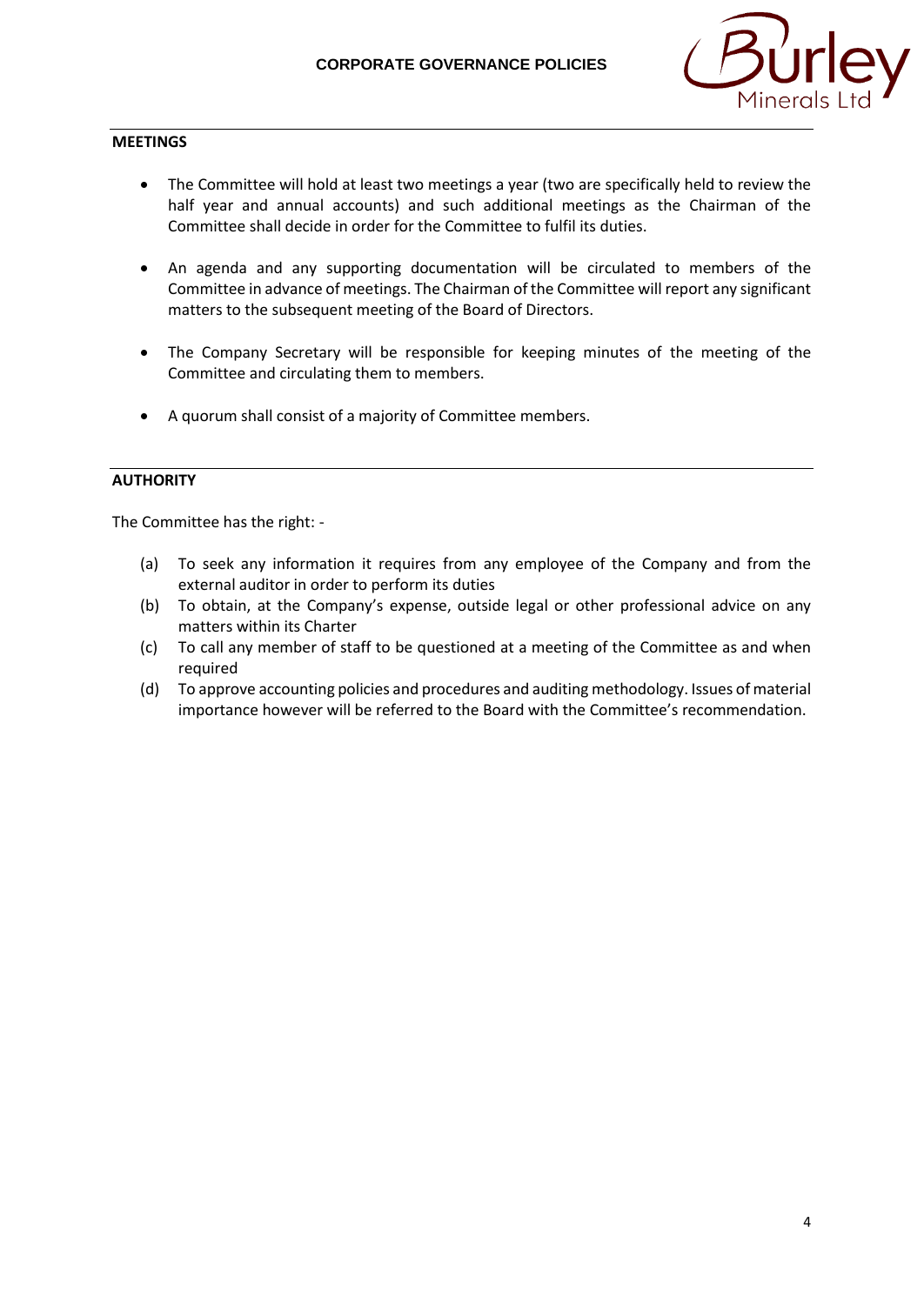## MEETINGS

- The Committee will hold at least two meetings a year (two are specifically held to review the half year and annual accounts) and such additional meetings as the Chairman of the Committee shall decide in order for the Committee to fulfil its duties.
- An agenda and any supporting documentation will be circulated to members of the Committee in advance of meetings. The Chairman of the Committee will report any significant matters to the subsequent meeting of the Board of Directors.
- The Company Secretary will be responsible for keeping minutes of the meeting of the Committee and circulating them to members.
- A quorum shall consist of a majority of Committee members.

## AUTHORITY

The Committee has the right: -

(a) To seek any information it requires from any employee of the Company and from the external auditor in order to perform its duties
(b) To obtain, at the Company's expense, outside legal or other professional advice on any matters within its Charter
(c) To call any member of staff to be questioned at a meeting of the Committee as and when required
(d) To approve accounting policies and procedures and auditing methodology. Issues of material importance however will be referred to the Board with the Committee's recommendation.